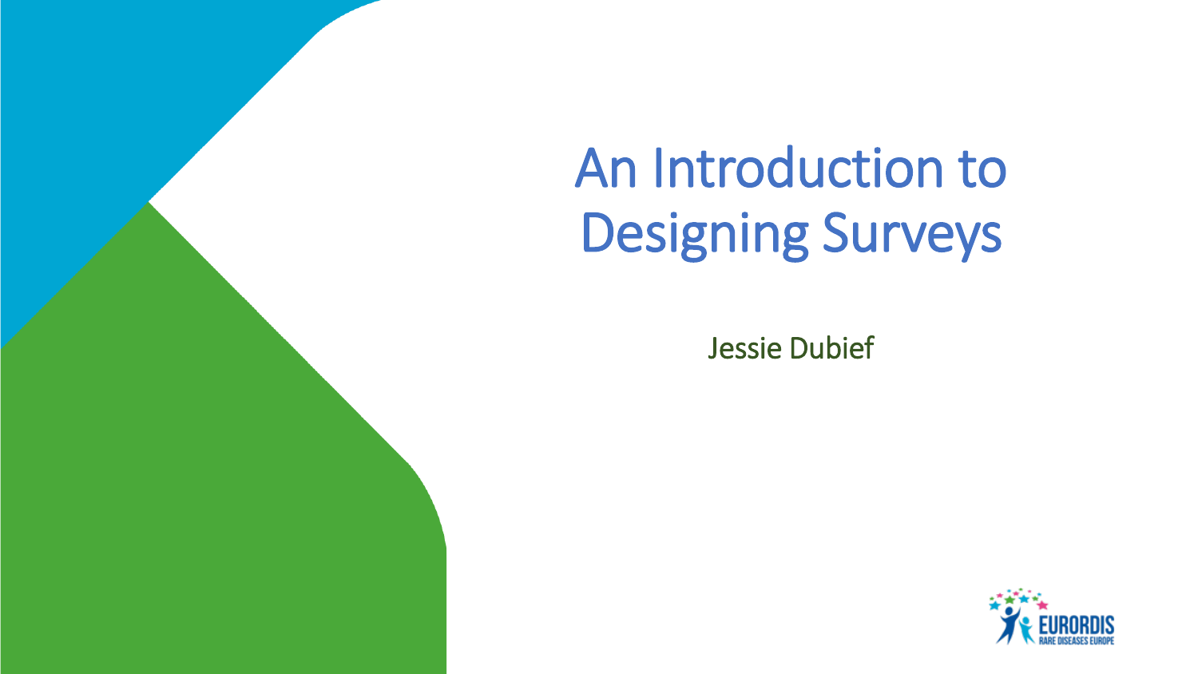# An Introduction to Designing Surveys

Jessie Dubief

EURORDIS
RARE DISEASES EUROPE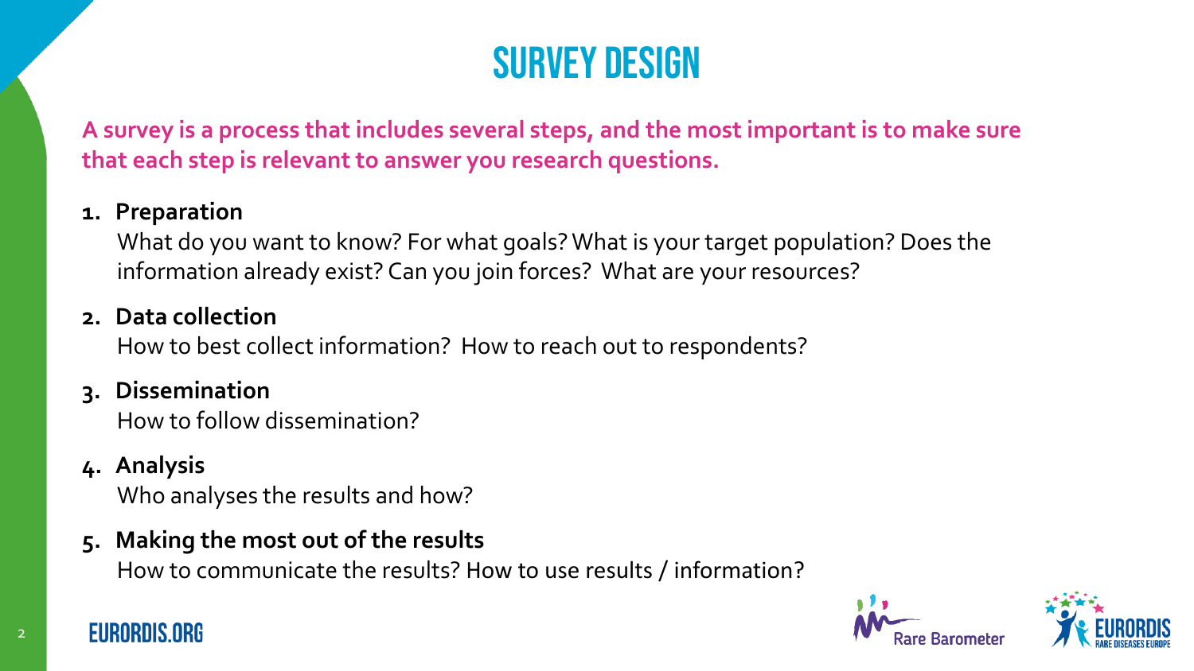# SURVEY DESIGN

**A survey is a process that includes several steps, and the most important is to make sure that each step is relevant to answer you research questions.**

1. **Preparation**
   What do you want to know? For what goals? What is your target population? Does the information already exist? Can you join forces? What are your resources?
2. **Data collection**
   How to best collect information? How to reach out to respondents?
3. **Dissemination**
   How to follow dissemination?
4. **Analysis**
   Who analyses the results and how?
5. **Making the most out of the results**
   How to communicate the results? How to use results / information?

EURORDIS.ORG

Rare Barometer

EURORDIS RARE DISEASES EUROPE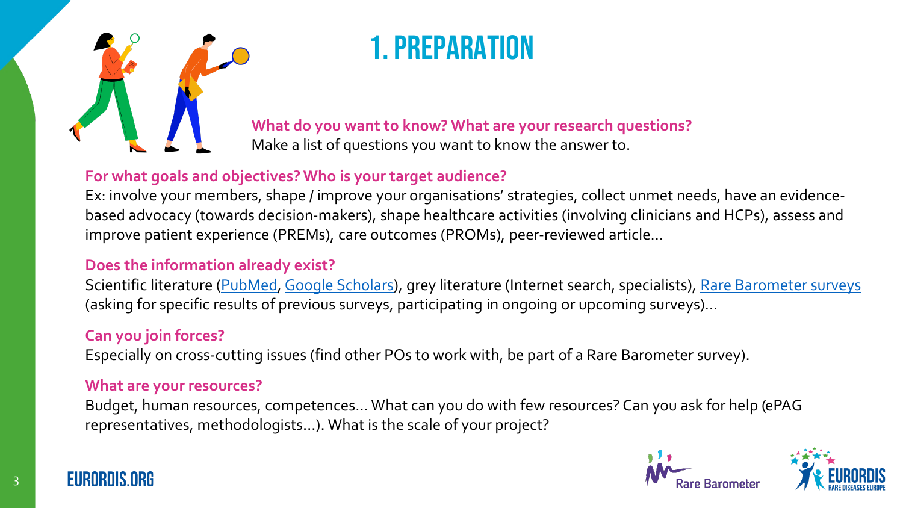# 1. PREPARATION

**What do you want to know? What are your research questions?**
Make a list of questions you want to know the answer to.

**For what goals and objectives? Who is your target audience?**
Ex: involve your members, shape / improve your organisations' strategies, collect unmet needs, have an evidence-based advocacy (towards decision-makers), shape healthcare activities (involving clinicians and HCPs), assess and improve patient experience (PREMs), care outcomes (PROMs), peer-reviewed article…

**Does the information already exist?**
Scientific literature (PubMed, Google Scholars), grey literature (Internet search, specialists), Rare Barometer surveys (asking for specific results of previous surveys, participating in ongoing or upcoming surveys)…

**Can you join forces?**
Especially on cross-cutting issues (find other POs to work with, be part of a Rare Barometer survey).

**What are your resources?**
Budget, human resources, competences… What can you do with few resources? Can you ask for help (ePAG representatives, methodologists…). What is the scale of your project?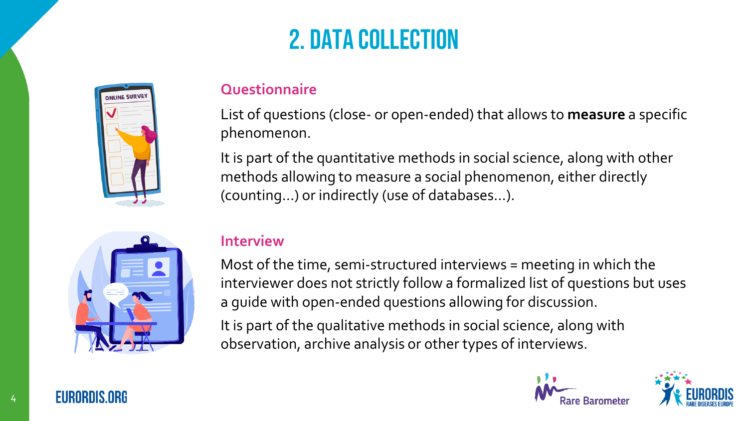# 2. DATA COLLECTION

### Questionnaire

List of questions (close- or open-ended) that allows to **measure** a specific phenomenon.

It is part of the quantitative methods in social science, along with other methods allowing to measure a social phenomenon, either directly (counting…) or indirectly (use of databases…).

### Interview

Most of the time, semi-structured interviews = meeting in which the interviewer does not strictly follow a formalized list of questions but uses a guide with open-ended questions allowing for discussion.

It is part of the qualitative methods in social science, along with observation, archive analysis or other types of interviews.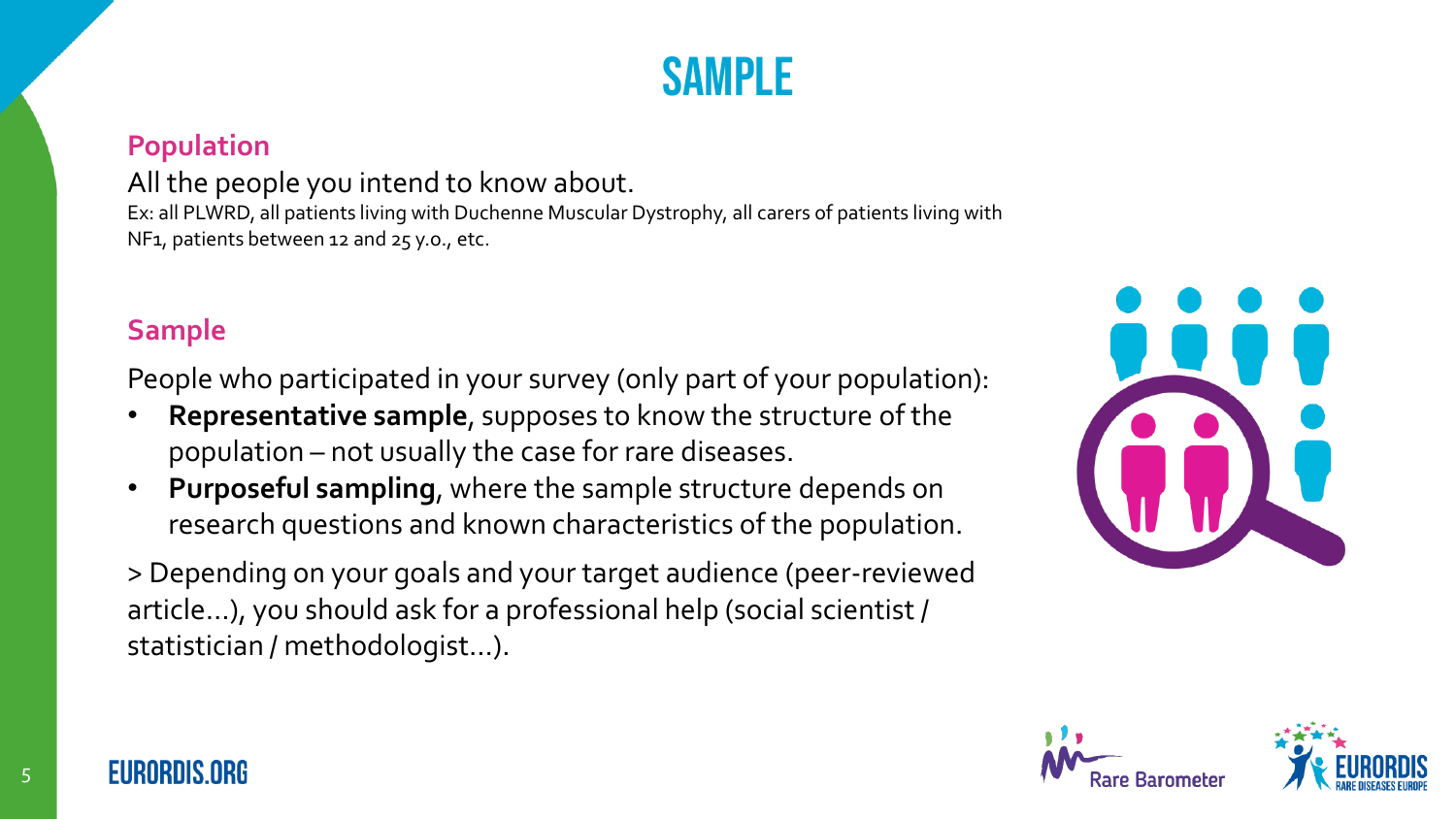# SAMPLE

### Population

All the people you intend to know about.

Ex: all PLWRD, all patients living with Duchenne Muscular Dystrophy, all carers of patients living with NF1, patients between 12 and 25 y.o., etc.

### Sample

People who participated in your survey (only part of your population):

- **Representative sample**, supposes to know the structure of the population – not usually the case for rare diseases.
- **Purposeful sampling**, where the sample structure depends on research questions and known characteristics of the population.

> Depending on your goals and your target audience (peer-reviewed article…), you should ask for a professional help (social scientist / statistician / methodologist…).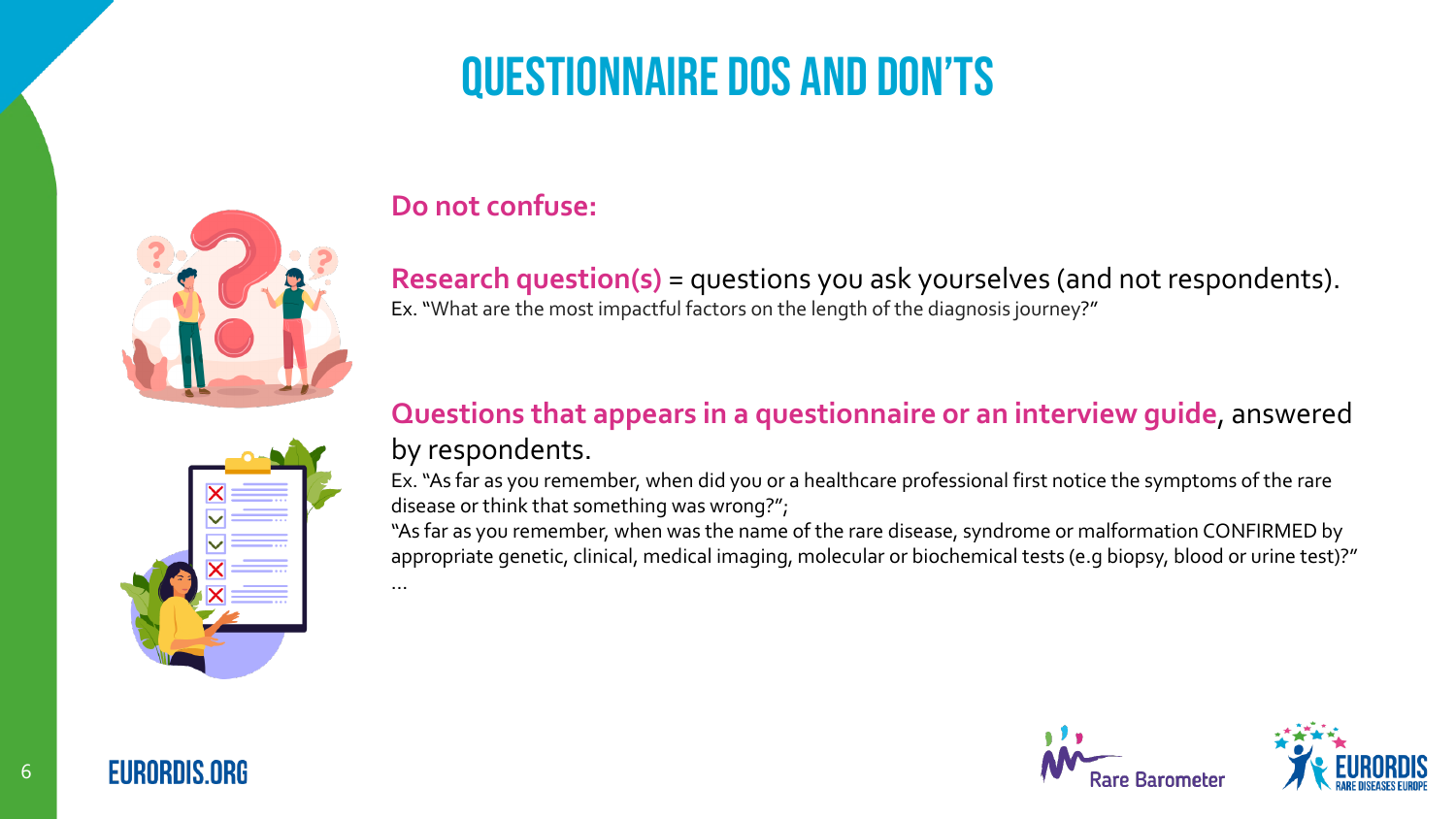# QUESTIONNAIRE DOS AND DON'TS

**Do not confuse:**

**Research question(s)** = questions you ask yourselves (and not respondents).
Ex. "What are the most impactful factors on the length of the diagnosis journey?"

**Questions that appears in a questionnaire or an interview guide**, answered by respondents.
Ex. "As far as you remember, when did you or a healthcare professional first notice the symptoms of the rare disease or think that something was wrong?";
"As far as you remember, when was the name of the rare disease, syndrome or malformation CONFIRMED by appropriate genetic, clinical, medical imaging, molecular or biochemical tests (e.g biopsy, blood or urine test)?"
…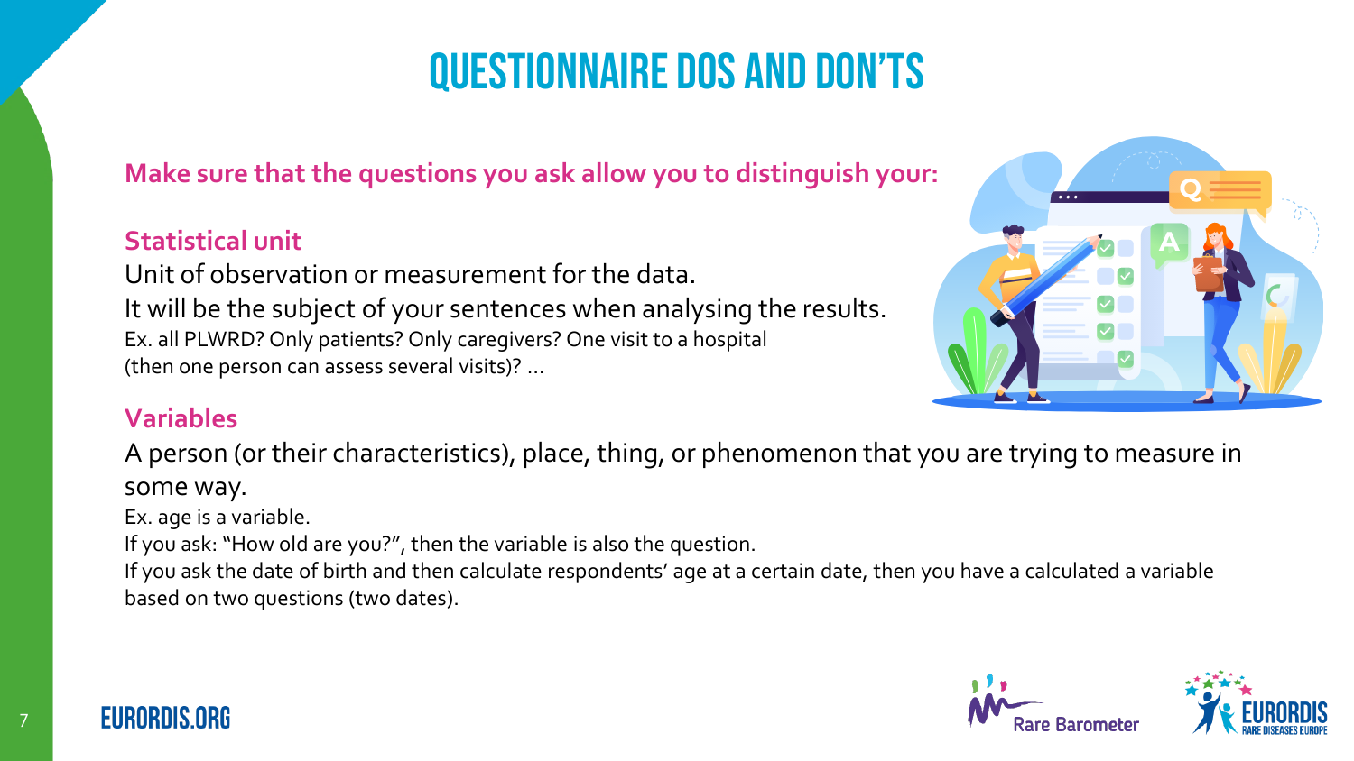# QUESTIONNAIRE DOS AND DON'TS

**Make sure that the questions you ask allow you to distinguish your:**

## Statistical unit

Unit of observation or measurement for the data.

It will be the subject of your sentences when analysing the results.

Ex. all PLWRD? Only patients? Only caregivers? One visit to a hospital (then one person can assess several visits)? …

## Variables

A person (or their characteristics), place, thing, or phenomenon that you are trying to measure in some way.

Ex. age is a variable.

If you ask: "How old are you?", then the variable is also the question.

If you ask the date of birth and then calculate respondents' age at a certain date, then you have a calculated a variable based on two questions (two dates).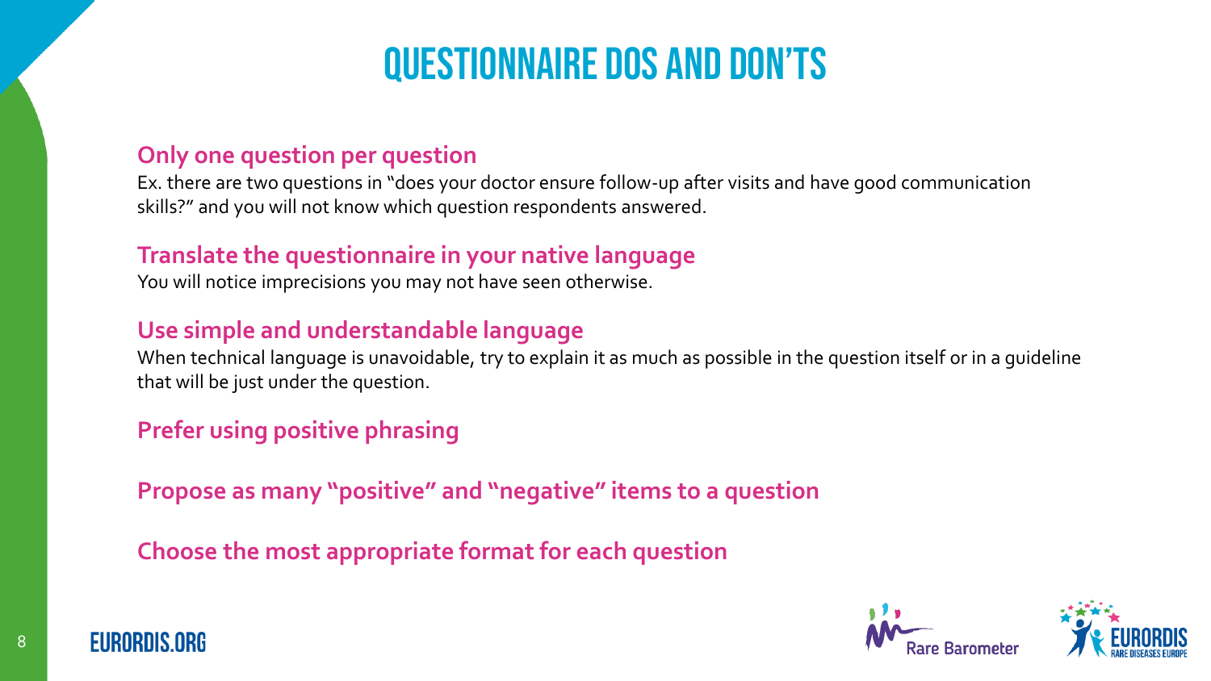# QUESTIONNAIRE DOS AND DON'TS

**Only one question per question**

Ex. there are two questions in "does your doctor ensure follow-up after visits and have good communication skills?" and you will not know which question respondents answered.

**Translate the questionnaire in your native language**

You will notice imprecisions you may not have seen otherwise.

**Use simple and understandable language**

When technical language is unavoidable, try to explain it as much as possible in the question itself or in a guideline that will be just under the question.

**Prefer using positive phrasing**

**Propose as many "positive" and "negative" items to a question**

**Choose the most appropriate format for each question**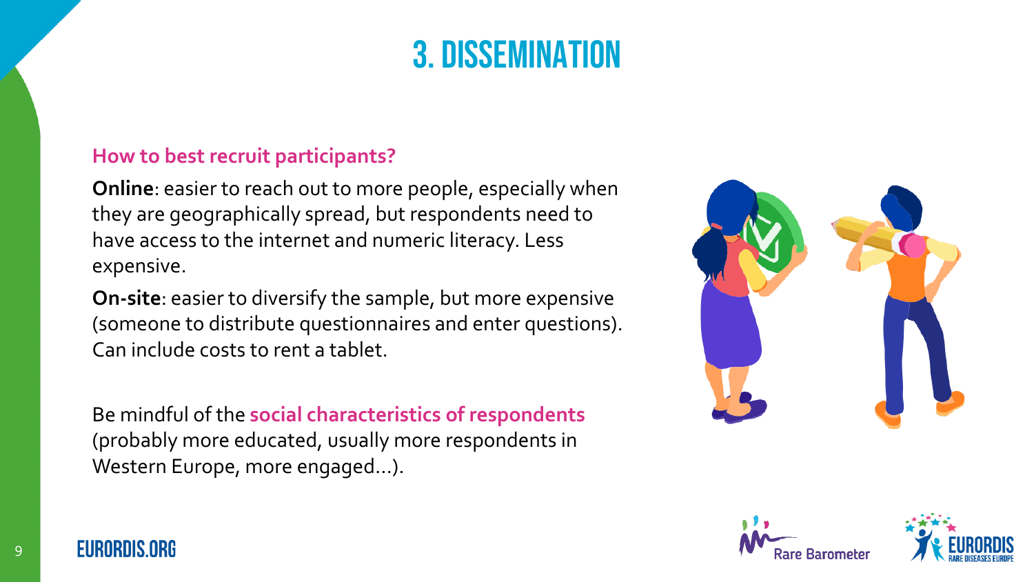# 3. DISSEMINATION

**How to best recruit participants?**

**Online**: easier to reach out to more people, especially when they are geographically spread, but respondents need to have access to the internet and numeric literacy. Less expensive.

**On-site**: easier to diversify the sample, but more expensive (someone to distribute questionnaires and enter questions). Can include costs to rent a tablet.

Be mindful of the **social characteristics of respondents** (probably more educated, usually more respondents in Western Europe, more engaged…).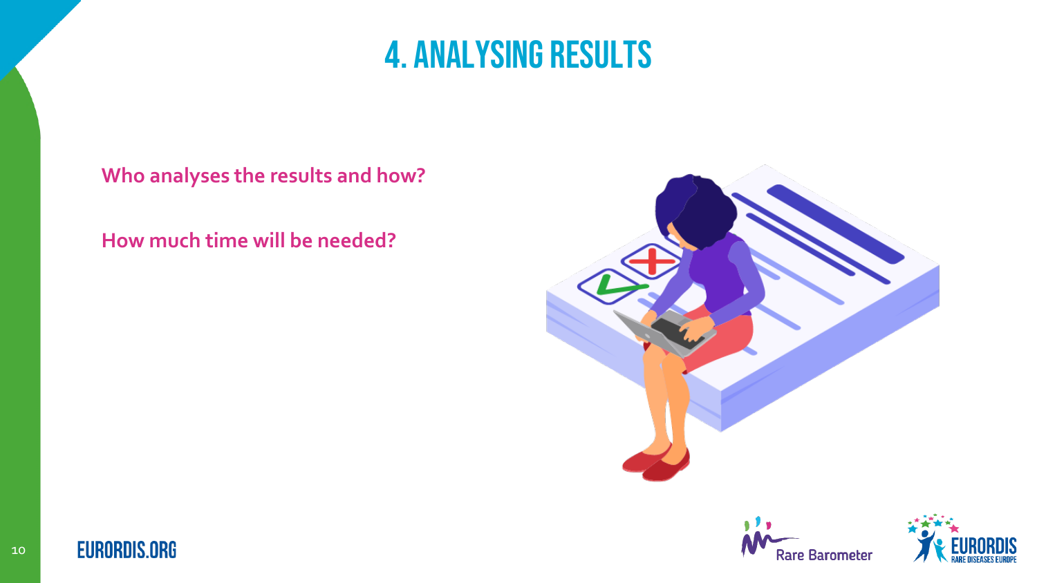# 4. Analysing results

**Who analyses the results and how?**

**How much time will be needed?**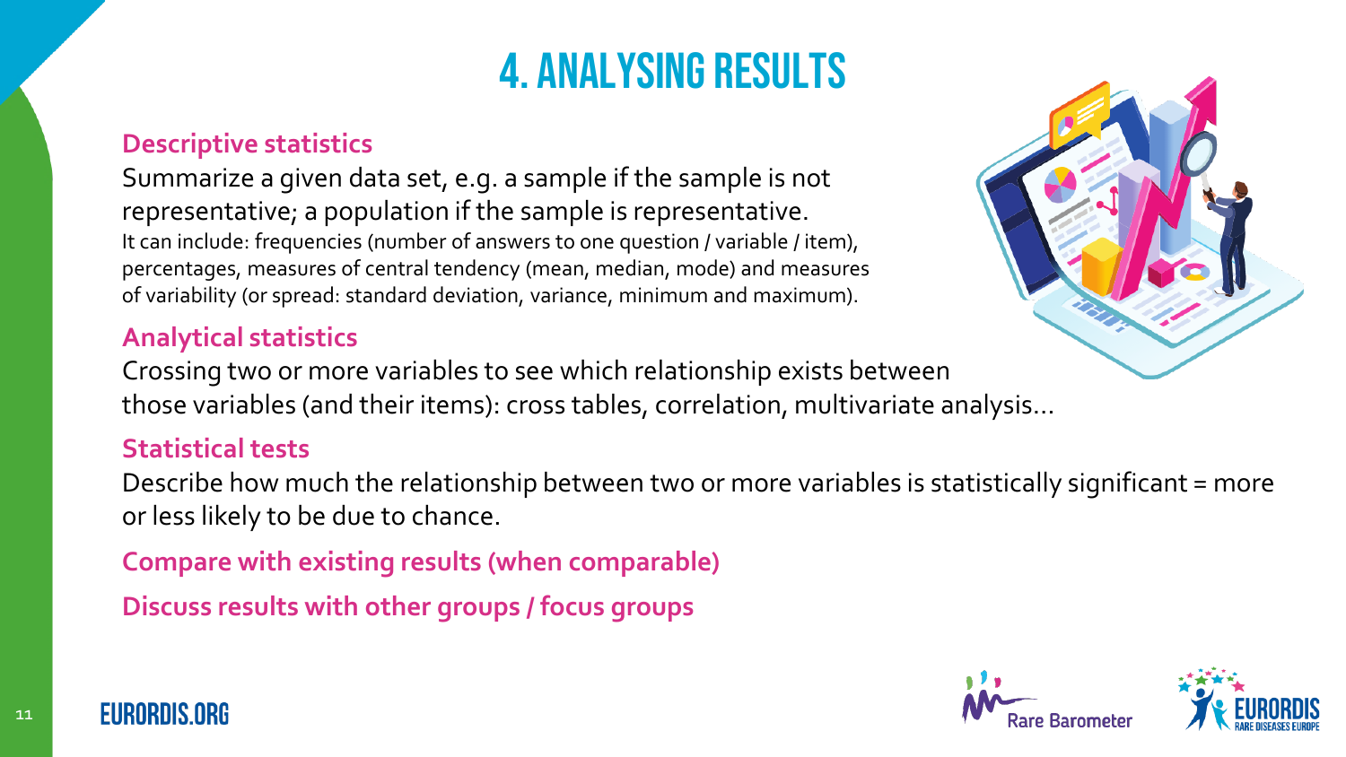# 4. Analysing results

### Descriptive statistics

Summarize a given data set, e.g. a sample if the sample is not representative; a population if the sample is representative.

It can include: frequencies (number of answers to one question / variable / item), percentages, measures of central tendency (mean, median, mode) and measures of variability (or spread: standard deviation, variance, minimum and maximum).

### Analytical statistics

Crossing two or more variables to see which relationship exists between those variables (and their items): cross tables, correlation, multivariate analysis…

### Statistical tests

Describe how much the relationship between two or more variables is statistically significant = more or less likely to be due to chance.

### Compare with existing results (when comparable)

### Discuss results with other groups / focus groups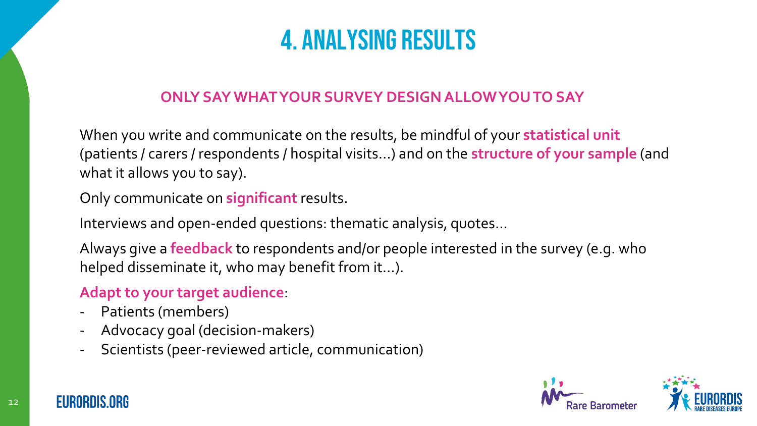# 4. ANALYSING RESULTS

## ONLY SAY WHAT YOUR SURVEY DESIGN ALLOW YOU TO SAY

When you write and communicate on the results, be mindful of your **statistical unit** (patients / carers / respondents / hospital visits…) and on the **structure of your sample** (and what it allows you to say).

Only communicate on **significant** results.

Interviews and open-ended questions: thematic analysis, quotes…

Always give a **feedback** to respondents and/or people interested in the survey (e.g. who helped disseminate it, who may benefit from it…).

**Adapt to your target audience**:

- Patients (members)
- Advocacy goal (decision-makers)
- Scientists (peer-reviewed article, communication)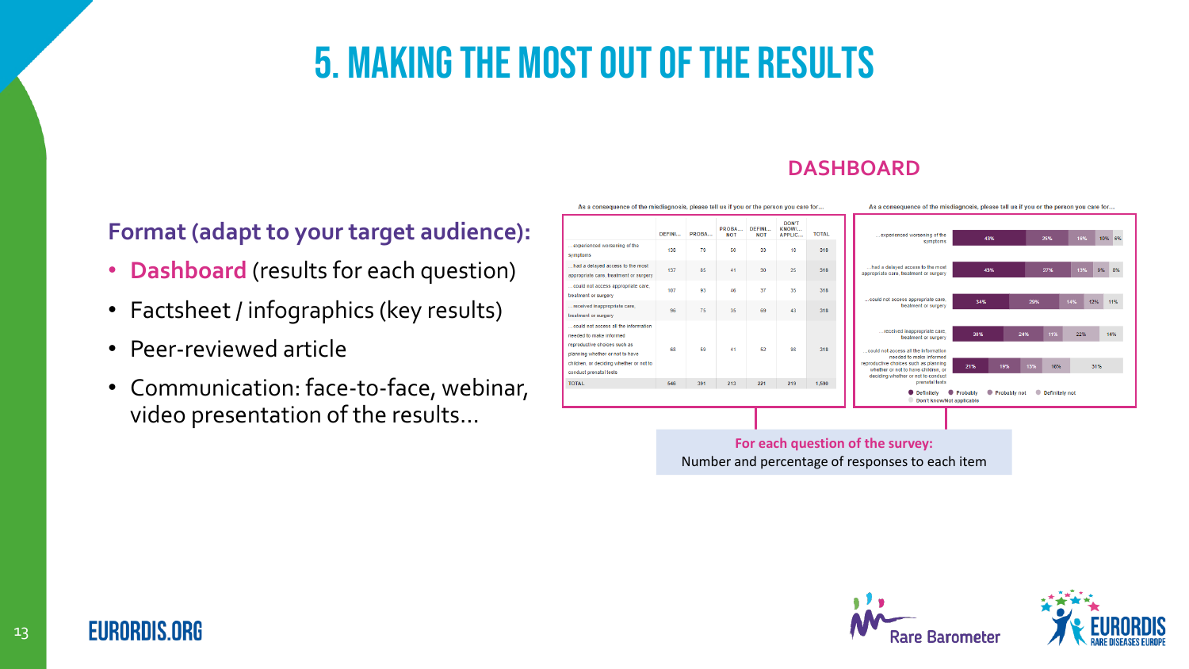# 5. MAKING THE MOST OUT OF THE RESULTS

**Format (adapt to your target audience):**

- **Dashboard** (results for each question)
- Factsheet / infographics (key results)
- Peer-reviewed article
- Communication: face-to-face, webinar, video presentation of the results…

## DASHBOARD

As a consequence of the misdiagnosis, please tell us if you or the person you care for…

| | DEFINI… | PROBA… | PROBA… NOT | DEFINI… NOT | DON'T KNOW/… APPLIC… | TOTAL |
|---|---|---|---|---|---|---|
| …experienced worsening of the symptoms | 138 | 79 | 50 | 33 | 18 | 318 |
| …had a delayed access to the most appropriate care, treatment or surgery | 137 | 85 | 41 | 30 | 25 | 318 |
| …could not access appropriate care, treatment or surgery | 107 | 93 | 46 | 37 | 35 | 318 |
| …received inappropriate care, treatment or surgery | 96 | 75 | 35 | 69 | 43 | 318 |
| …could not access all the information needed to make informed reproductive choices such as planning whether or not to have children, or deciding whether or not to conduct prenatal tests | 68 | 59 | 41 | 52 | 98 | 318 |
| TOTAL | 546 | 391 | 213 | 221 | 219 | 1,590 |

As a consequence of the misdiagnosis, please tell us if you or the person you care for…

| | Definitely | Probably | Probably not | Definitely not | Don't know/Not applicable |
|---|---|---|---|---|---|
| …experienced worsening of the symptoms | 43% | 25% | 16% | 10% | 6% |
| …had a delayed access to the most appropriate care, treatment or surgery | 43% | 27% | 13% | 9% | 8% |
| …could not access appropriate care, treatment or surgery | 34% | 29% | 14% | 12% | 11% |
| …received inappropriate care, treatment or surgery | 30% | 24% | 11% | 22% | 14% |
| …could not access all the information needed to make informed reproductive choices such as planning whether or not to have children, or deciding whether or not to conduct prenatal tests | 21% | 19% | 13% | 16% | 31% |

**For each question of the survey:**
Number and percentage of responses to each item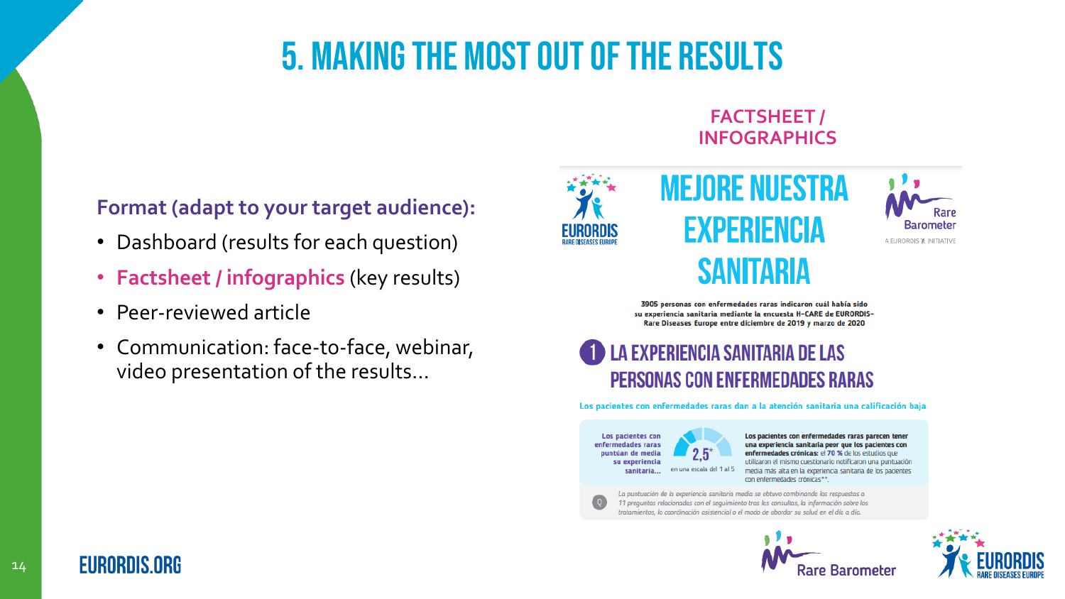# 5. MAKING THE MOST OUT OF THE RESULTS

**Format (adapt to your target audience):**

- Dashboard (results for each question)
- **Factsheet / infographics** (key results)
- Peer-reviewed article
- Communication: face-to-face, webinar, video presentation of the results…

**FACTSHEET / INFOGRAPHICS**

EURORDIS RARE DISEASES EUROPE

# MEJORE NUESTRA EXPERIENCIA SANITARIA

Rare Barometer – A EURORDIS INITIATIVE

**3905 personas con enfermedades raras indicaron cuál había sido su experiencia sanitaria mediante la encuesta H-CARE de EURORDIS-Rare Diseases Europe entre diciembre de 2019 y marzo de 2020**

## 1 LA EXPERIENCIA SANITARIA DE LAS PERSONAS CON ENFERMEDADES RARAS

**Los pacientes con enfermedades raras dan a la atención sanitaria una calificación baja**

**Los pacientes con enfermedades raras puntúan de media su experiencia sanitaria…** 2,5* en una escala del 1 al 5

**Los pacientes con enfermedades raras parecen tener una experiencia sanitaria peor que los pacientes con enfermedades crónicas:** el 70 % de los estudios que utilizaron el mismo cuestionario notificaron una puntuación media más alta en la experiencia sanitaria de los pacientes con enfermedades crónicas**.

*La puntuación de la experiencia sanitaria media se obtuvo combinando las respuestas a 11 preguntas relacionadas con el seguimiento tras las consultas, la información sobre los tratamientos, la coordinación asistencial o el modo de abordar su salud en el día a día.*

Rare Barometer

EURORDIS RARE DISEASES EUROPE

EURORDIS.ORG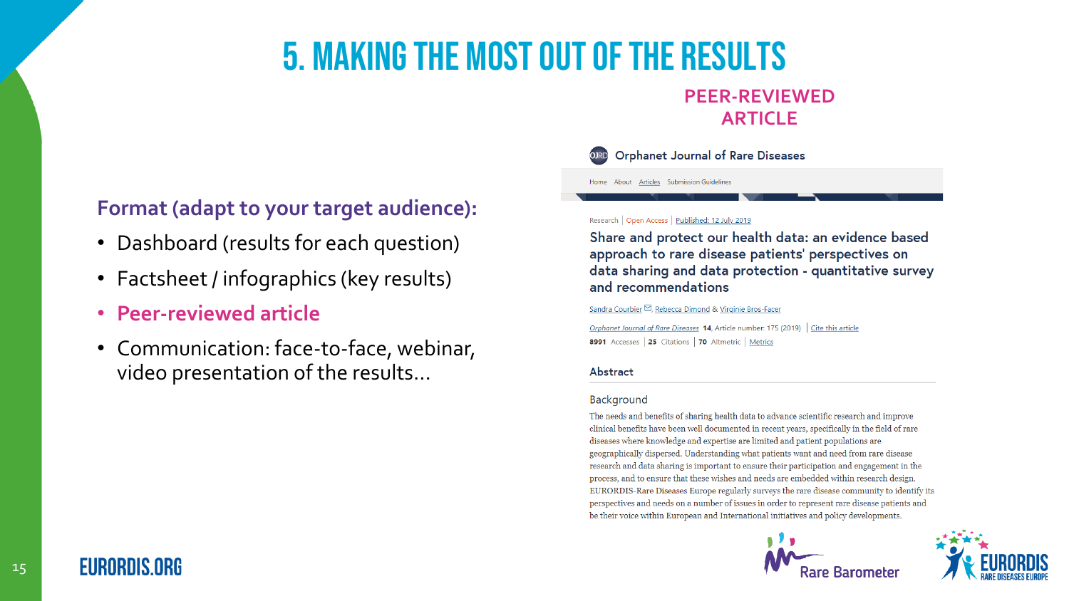# 5. MAKING THE MOST OUT OF THE RESULTS

**Format (adapt to your target audience):**

- Dashboard (results for each question)
- Factsheet / infographics (key results)
- **Peer-reviewed article**
- Communication: face-to-face, webinar, video presentation of the results…

## PEER-REVIEWED ARTICLE

Orphanet Journal of Rare Diseases

Home About Articles Submission Guidelines

Research | Open Access | Published: 12 July 2019

### Share and protect our health data: an evidence based approach to rare disease patients' perspectives on data sharing and data protection - quantitative survey and recommendations

Sandra Courbier, Rebecca Dimond & Virginie Bros-Facer

*Orphanet Journal of Rare Diseases* **14**, Article number: 175 (2019) | Cite this article

**8991** Accesses | **25** Citations | **70** Altmetric | Metrics

#### Abstract

##### Background

The needs and benefits of sharing health data to advance scientific research and improve clinical benefits have been well documented in recent years, specifically in the field of rare diseases where knowledge and expertise are limited and patient populations are geographically dispersed. Understanding what patients want and need from rare disease research and data sharing is important to ensure their participation and engagement in the process, and to ensure that these wishes and needs are embedded within research design. EURORDIS-Rare Diseases Europe regularly surveys the rare disease community to identify its perspectives and needs on a number of issues in order to represent rare disease patients and be their voice within European and International initiatives and policy developments.

EURORDIS.ORG

Rare Barometer

EURORDIS RARE DISEASES EUROPE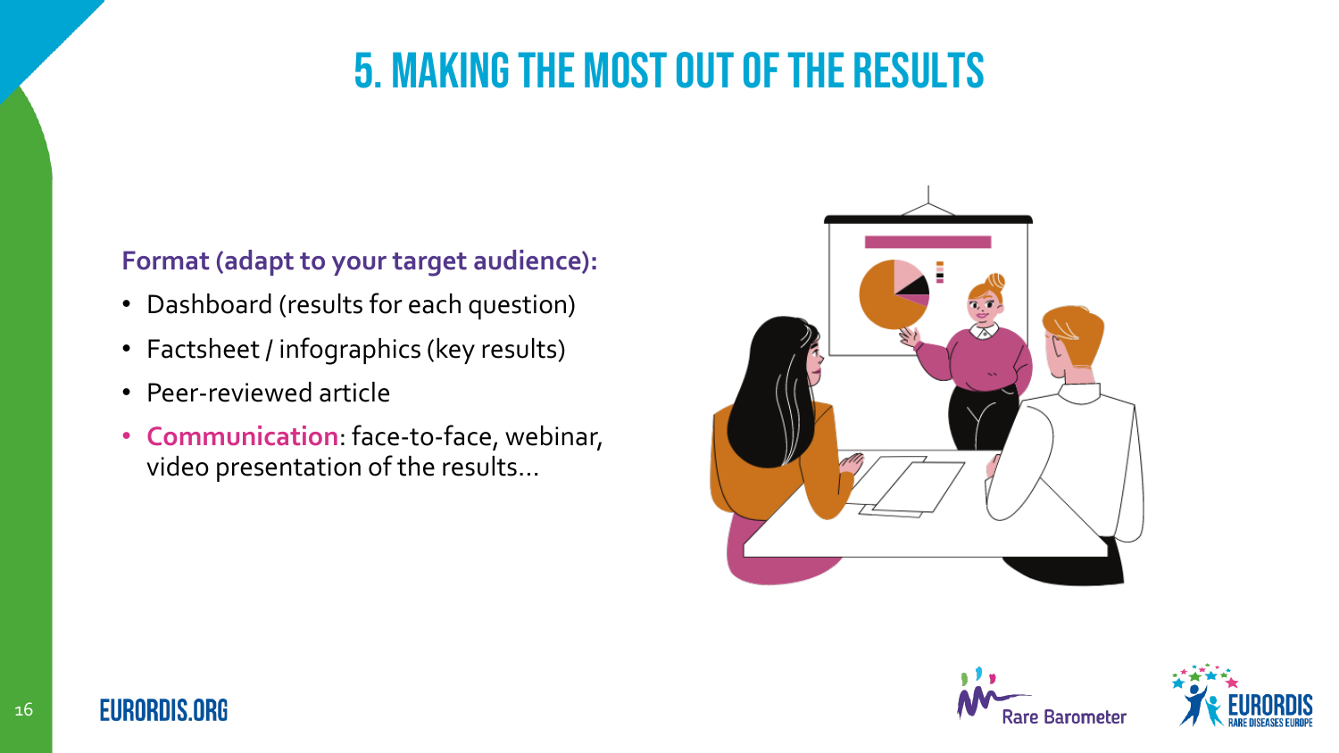# 5. Making the most out of the results

**Format (adapt to your target audience):**

- Dashboard (results for each question)
- Factsheet / infographics (key results)
- Peer-reviewed article
- **Communication**: face-to-face, webinar, video presentation of the results…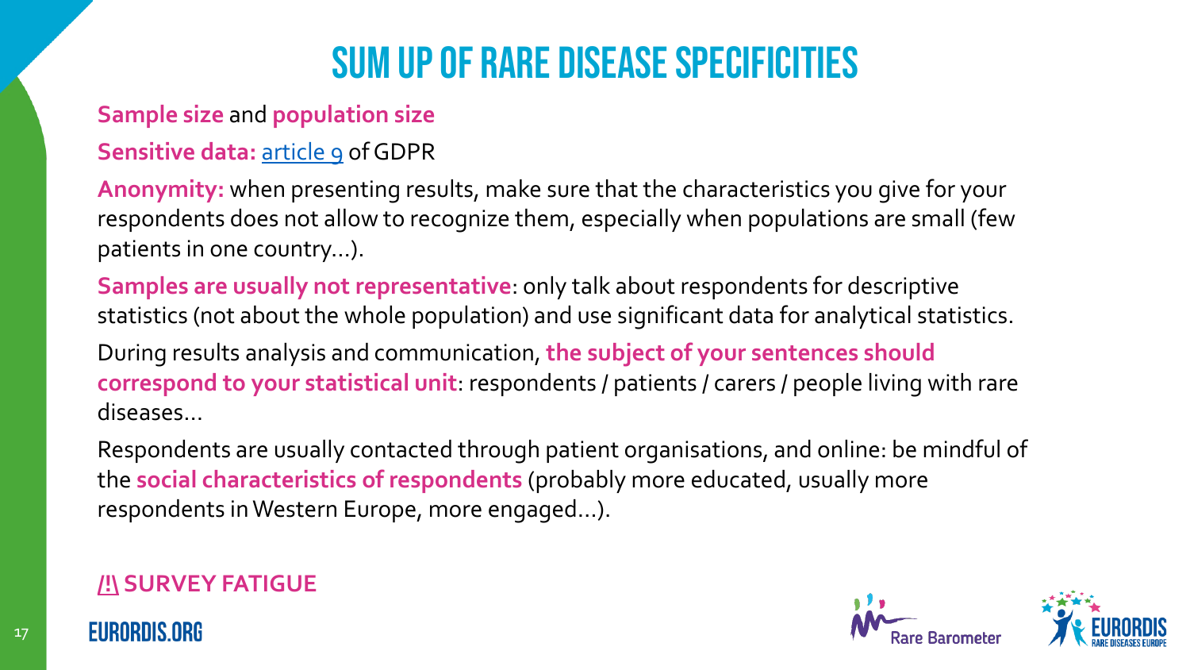# SUM UP OF RARE DISEASE SPECIFICITIES

**Sample size** and **population size**

**Sensitive data:** article 9 of GDPR

**Anonymity:** when presenting results, make sure that the characteristics you give for your respondents does not allow to recognize them, especially when populations are small (few patients in one country…).

**Samples are usually not representative**: only talk about respondents for descriptive statistics (not about the whole population) and use significant data for analytical statistics.

During results analysis and communication, **the subject of your sentences should correspond to your statistical unit**: respondents / patients / carers / people living with rare diseases…

Respondents are usually contacted through patient organisations, and online: be mindful of the **social characteristics of respondents** (probably more educated, usually more respondents in Western Europe, more engaged…).

**/!\ SURVEY FATIGUE**

EURORDIS.ORG